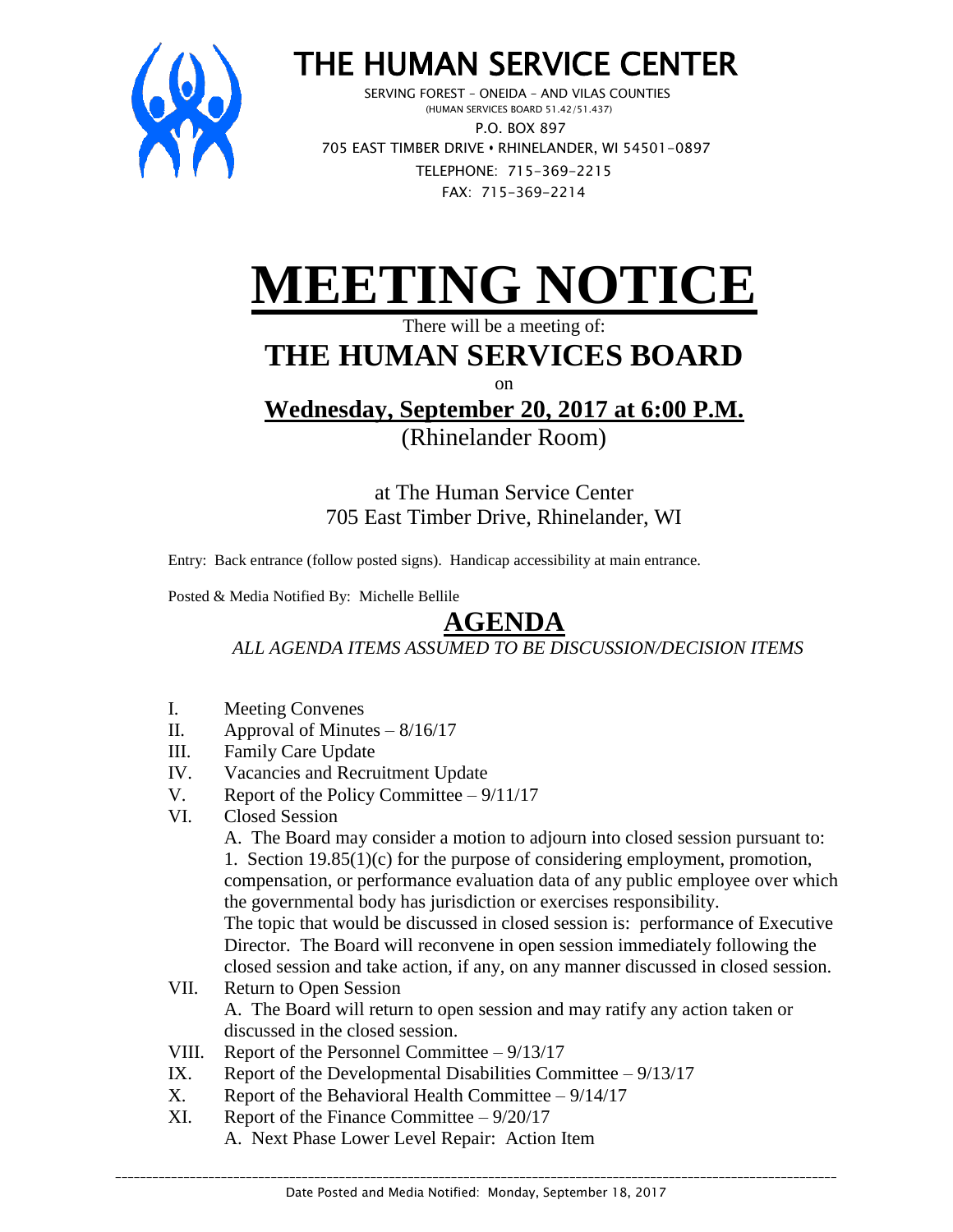# THE HUMAN SERVICE CENTER

SERVING FOREST – ONEIDA – AND VILAS COUNTIES
(HUMAN SERVICES BOARD 51.42/51.437)
P.O. BOX 897
705 EAST TIMBER DRIVE • RHINELANDER, WI 54501-0897
TELEPHONE: 715-369-2215
FAX: 715-369-2214

# MEETING NOTICE

There will be a meeting of:

## THE HUMAN SERVICES BOARD

on

**Wednesday, September 20, 2017 at 6:00 P.M.**

(Rhinelander Room)

at The Human Service Center
705 East Timber Drive, Rhinelander, WI

Entry: Back entrance (follow posted signs). Handicap accessibility at main entrance.

Posted & Media Notified By: Michelle Bellile

## AGENDA

*ALL AGENDA ITEMS ASSUMED TO BE DISCUSSION/DECISION ITEMS*

I. Meeting Convenes
II. Approval of Minutes – 8/16/17
III. Family Care Update
IV. Vacancies and Recruitment Update
V. Report of the Policy Committee – 9/11/17
VI. Closed Session
A. The Board may consider a motion to adjourn into closed session pursuant to:
1. Section 19.85(1)(c) for the purpose of considering employment, promotion, compensation, or performance evaluation data of any public employee over which the governmental body has jurisdiction or exercises responsibility.
The topic that would be discussed in closed session is: performance of Executive Director. The Board will reconvene in open session immediately following the closed session and take action, if any, on any manner discussed in closed session.
VII. Return to Open Session
A. The Board will return to open session and may ratify any action taken or discussed in the closed session.
VIII. Report of the Personnel Committee – 9/13/17
IX. Report of the Developmental Disabilities Committee – 9/13/17
X. Report of the Behavioral Health Committee – 9/14/17
XI. Report of the Finance Committee – 9/20/17
A. Next Phase Lower Level Repair: Action Item

Date Posted and Media Notified: Monday, September 18, 2017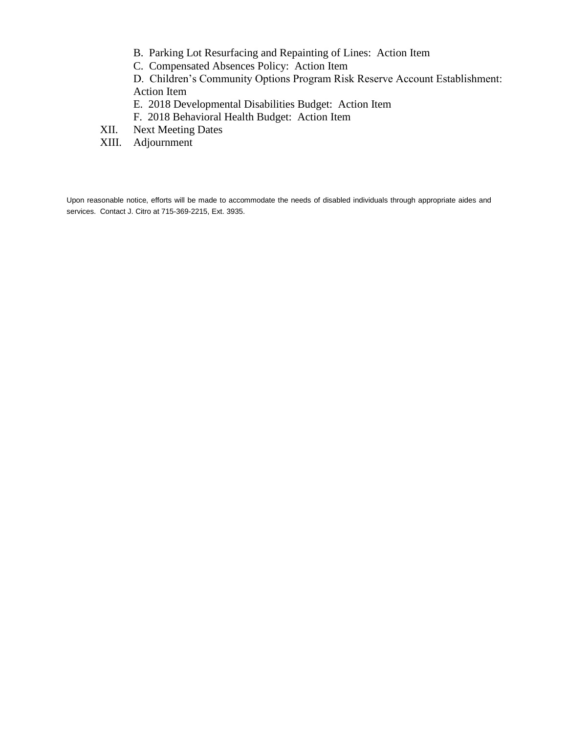B. Parking Lot Resurfacing and Repainting of Lines: Action Item
C. Compensated Absences Policy: Action Item
D. Children's Community Options Program Risk Reserve Account Establishment: Action Item
E. 2018 Developmental Disabilities Budget: Action Item
F. 2018 Behavioral Health Budget: Action Item

XII. Next Meeting Dates

XIII. Adjournment

Upon reasonable notice, efforts will be made to accommodate the needs of disabled individuals through appropriate aides and services. Contact J. Citro at 715-369-2215, Ext. 3935.